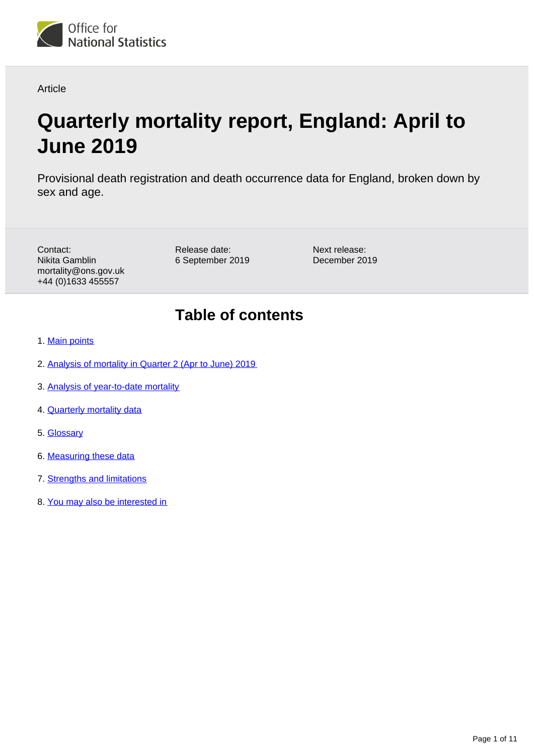Office for National Statistics

Article

# Quarterly mortality report, England: April to June 2019

Provisional death registration and death occurrence data for England, broken down by sex and age.

Contact:
Nikita Gamblin
mortality@ons.gov.uk
+44 (0)1633 455557

Release date:
6 September 2019

Next release:
December 2019

## Table of contents

1. Main points
2. Analysis of mortality in Quarter 2 (Apr to June) 2019
3. Analysis of year-to-date mortality
4. Quarterly mortality data
5. Glossary
6. Measuring these data
7. Strengths and limitations
8. You may also be interested in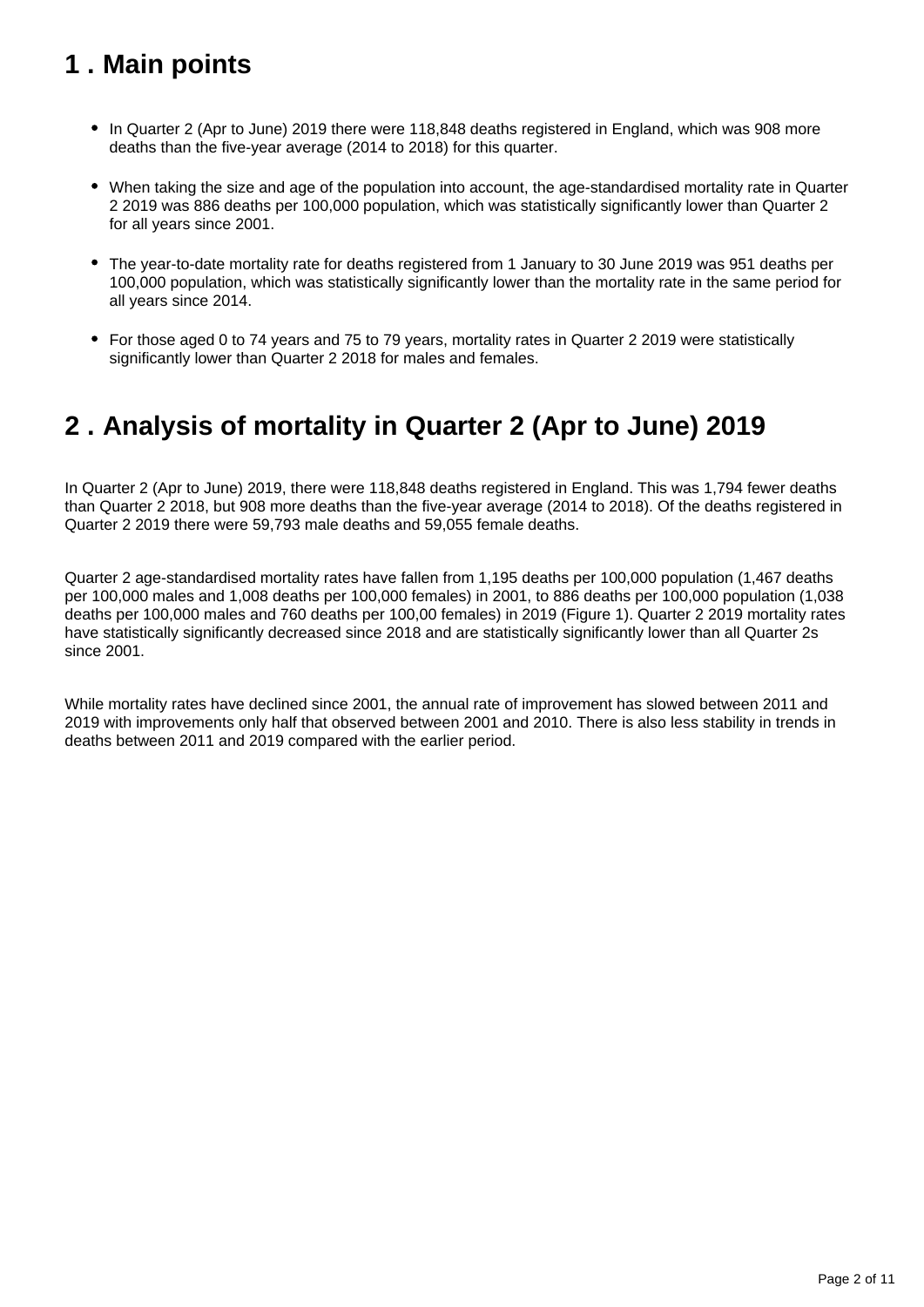## 1 . Main points

- In Quarter 2 (Apr to June) 2019 there were 118,848 deaths registered in England, which was 908 more deaths than the five-year average (2014 to 2018) for this quarter.
- When taking the size and age of the population into account, the age-standardised mortality rate in Quarter 2 2019 was 886 deaths per 100,000 population, which was statistically significantly lower than Quarter 2 for all years since 2001.
- The year-to-date mortality rate for deaths registered from 1 January to 30 June 2019 was 951 deaths per 100,000 population, which was statistically significantly lower than the mortality rate in the same period for all years since 2014.
- For those aged 0 to 74 years and 75 to 79 years, mortality rates in Quarter 2 2019 were statistically significantly lower than Quarter 2 2018 for males and females.

## 2 . Analysis of mortality in Quarter 2 (Apr to June) 2019

In Quarter 2 (Apr to June) 2019, there were 118,848 deaths registered in England. This was 1,794 fewer deaths than Quarter 2 2018, but 908 more deaths than the five-year average (2014 to 2018). Of the deaths registered in Quarter 2 2019 there were 59,793 male deaths and 59,055 female deaths.

Quarter 2 age-standardised mortality rates have fallen from 1,195 deaths per 100,000 population (1,467 deaths per 100,000 males and 1,008 deaths per 100,000 females) in 2001, to 886 deaths per 100,000 population (1,038 deaths per 100,000 males and 760 deaths per 100,00 females) in 2019 (Figure 1). Quarter 2 2019 mortality rates have statistically significantly decreased since 2018 and are statistically significantly lower than all Quarter 2s since 2001.

While mortality rates have declined since 2001, the annual rate of improvement has slowed between 2011 and 2019 with improvements only half that observed between 2001 and 2010. There is also less stability in trends in deaths between 2011 and 2019 compared with the earlier period.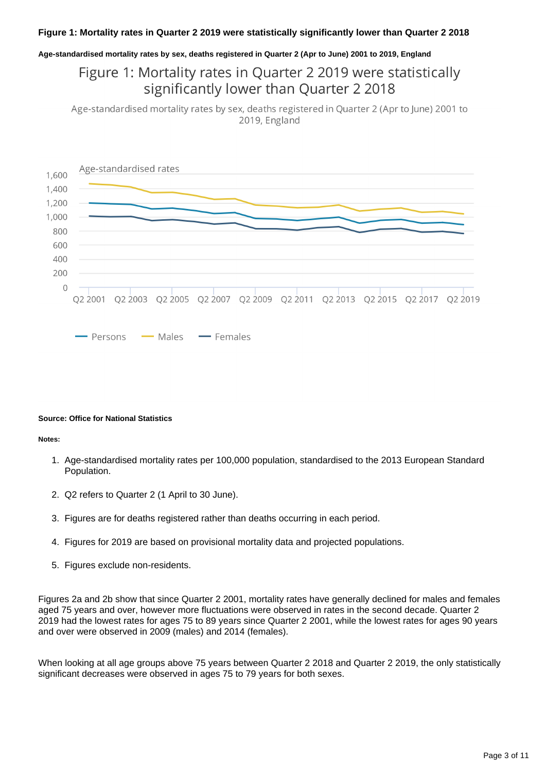**Figure 1: Mortality rates in Quarter 2 2019 were statistically significantly lower than Quarter 2 2018**

**Age-standardised mortality rates by sex, deaths registered in Quarter 2 (Apr to June) 2001 to 2019, England**

Figure 1: Mortality rates in Quarter 2 2019 were statistically significantly lower than Quarter 2 2018

Age-standardised mortality rates by sex, deaths registered in Quarter 2 (Apr to June) 2001 to 2019, England

**Source: Office for National Statistics**

**Notes:**

1. Age-standardised mortality rates per 100,000 population, standardised to the 2013 European Standard Population.
2. Q2 refers to Quarter 2 (1 April to 30 June).
3. Figures are for deaths registered rather than deaths occurring in each period.
4. Figures for 2019 are based on provisional mortality data and projected populations.
5. Figures exclude non-residents.

Figures 2a and 2b show that since Quarter 2 2001, mortality rates have generally declined for males and females aged 75 years and over, however more fluctuations were observed in rates in the second decade. Quarter 2 2019 had the lowest rates for ages 75 to 89 years since Quarter 2 2001, while the lowest rates for ages 90 years and over were observed in 2009 (males) and 2014 (females).

When looking at all age groups above 75 years between Quarter 2 2018 and Quarter 2 2019, the only statistically significant decreases were observed in ages 75 to 79 years for both sexes.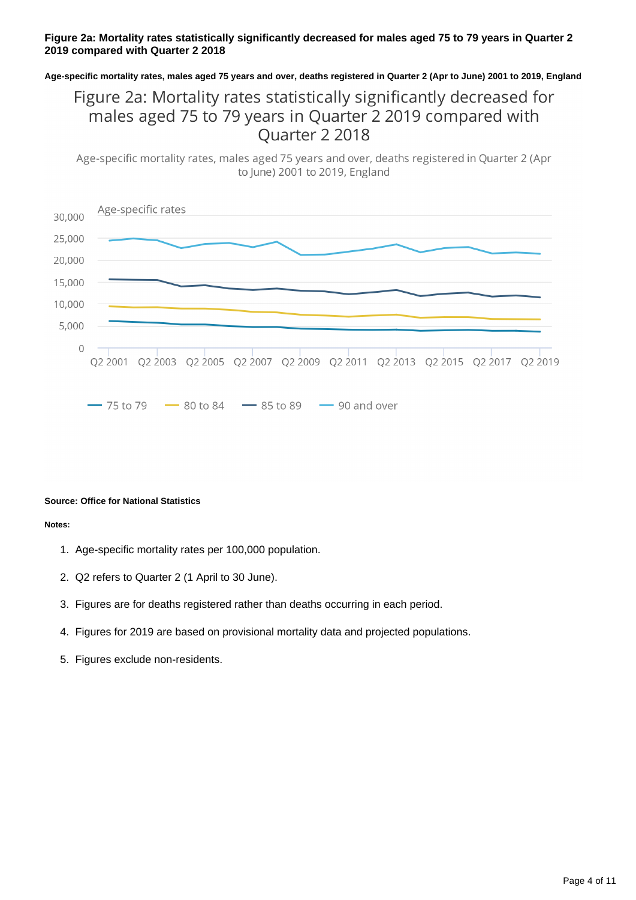**Figure 2a: Mortality rates statistically significantly decreased for males aged 75 to 79 years in Quarter 2 2019 compared with Quarter 2 2018**

**Age-specific mortality rates, males aged 75 years and over, deaths registered in Quarter 2 (Apr to June) 2001 to 2019, England**

**Source: Office for National Statistics**

**Notes:**

1. Age-specific mortality rates per 100,000 population.
2. Q2 refers to Quarter 2 (1 April to 30 June).
3. Figures are for deaths registered rather than deaths occurring in each period.
4. Figures for 2019 are based on provisional mortality data and projected populations.
5. Figures exclude non-residents.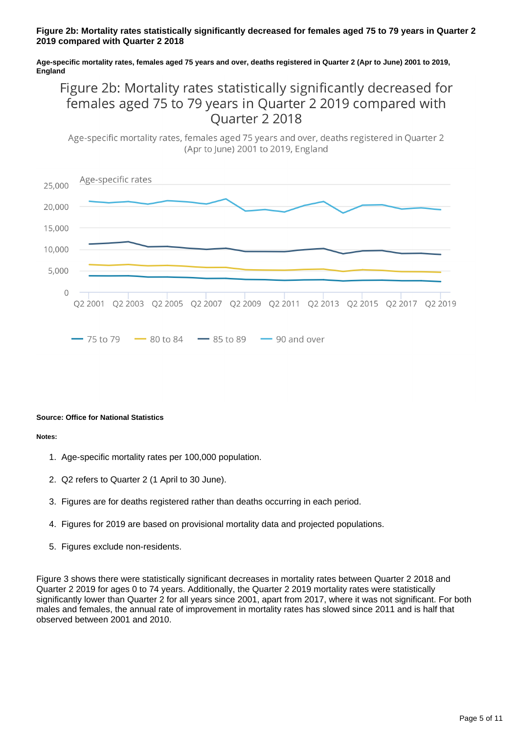**Figure 2b: Mortality rates statistically significantly decreased for females aged 75 to 79 years in Quarter 2 2019 compared with Quarter 2 2018**

**Age-specific mortality rates, females aged 75 years and over, deaths registered in Quarter 2 (Apr to June) 2001 to 2019, England**

**Source: Office for National Statistics**

**Notes:**

1. Age-specific mortality rates per 100,000 population.
2. Q2 refers to Quarter 2 (1 April to 30 June).
3. Figures are for deaths registered rather than deaths occurring in each period.
4. Figures for 2019 are based on provisional mortality data and projected populations.
5. Figures exclude non-residents.

Figure 3 shows there were statistically significant decreases in mortality rates between Quarter 2 2018 and Quarter 2 2019 for ages 0 to 74 years. Additionally, the Quarter 2 2019 mortality rates were statistically significantly lower than Quarter 2 for all years since 2001, apart from 2017, where it was not significant. For both males and females, the annual rate of improvement in mortality rates has slowed since 2011 and is half that observed between 2001 and 2010.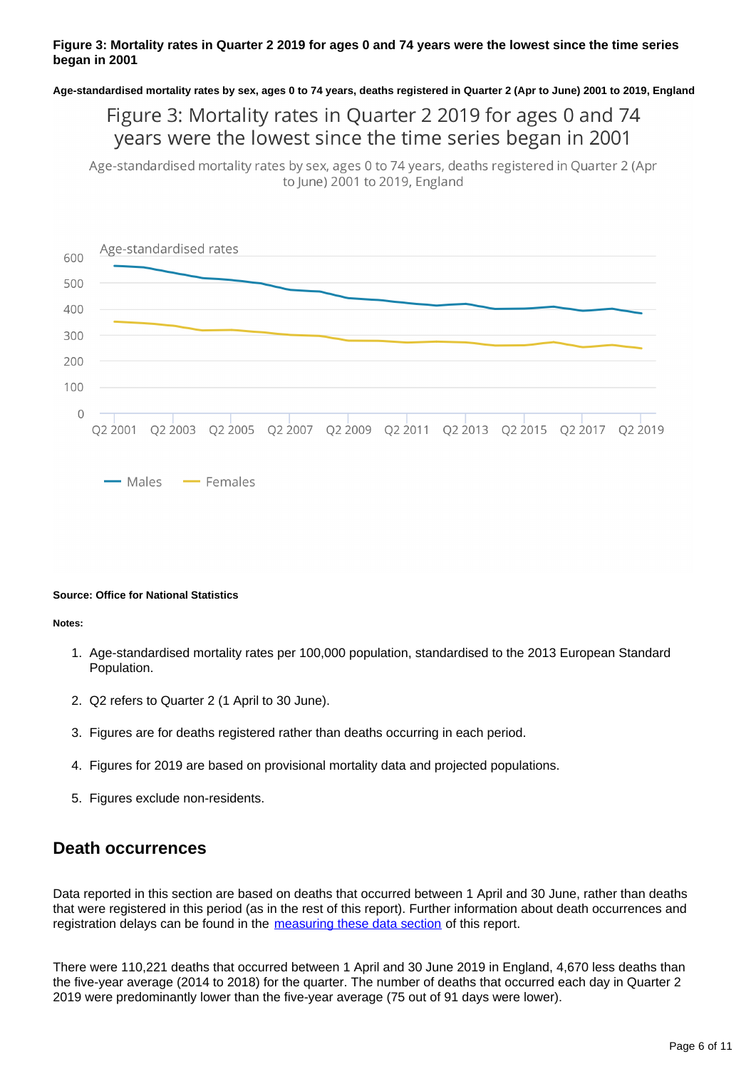**Figure 3: Mortality rates in Quarter 2 2019 for ages 0 and 74 years were the lowest since the time series began in 2001**

**Age-standardised mortality rates by sex, ages 0 to 74 years, deaths registered in Quarter 2 (Apr to June) 2001 to 2019, England**

**Source: Office for National Statistics**

**Notes:**

1. Age-standardised mortality rates per 100,000 population, standardised to the 2013 European Standard Population.
2. Q2 refers to Quarter 2 (1 April to 30 June).
3. Figures are for deaths registered rather than deaths occurring in each period.
4. Figures for 2019 are based on provisional mortality data and projected populations.
5. Figures exclude non-residents.

## Death occurrences

Data reported in this section are based on deaths that occurred between 1 April and 30 June, rather than deaths that were registered in this period (as in the rest of this report). Further information about death occurrences and registration delays can be found in the measuring these data section of this report.

There were 110,221 deaths that occurred between 1 April and 30 June 2019 in England, 4,670 less deaths than the five-year average (2014 to 2018) for the quarter. The number of deaths that occurred each day in Quarter 2 2019 were predominantly lower than the five-year average (75 out of 91 days were lower).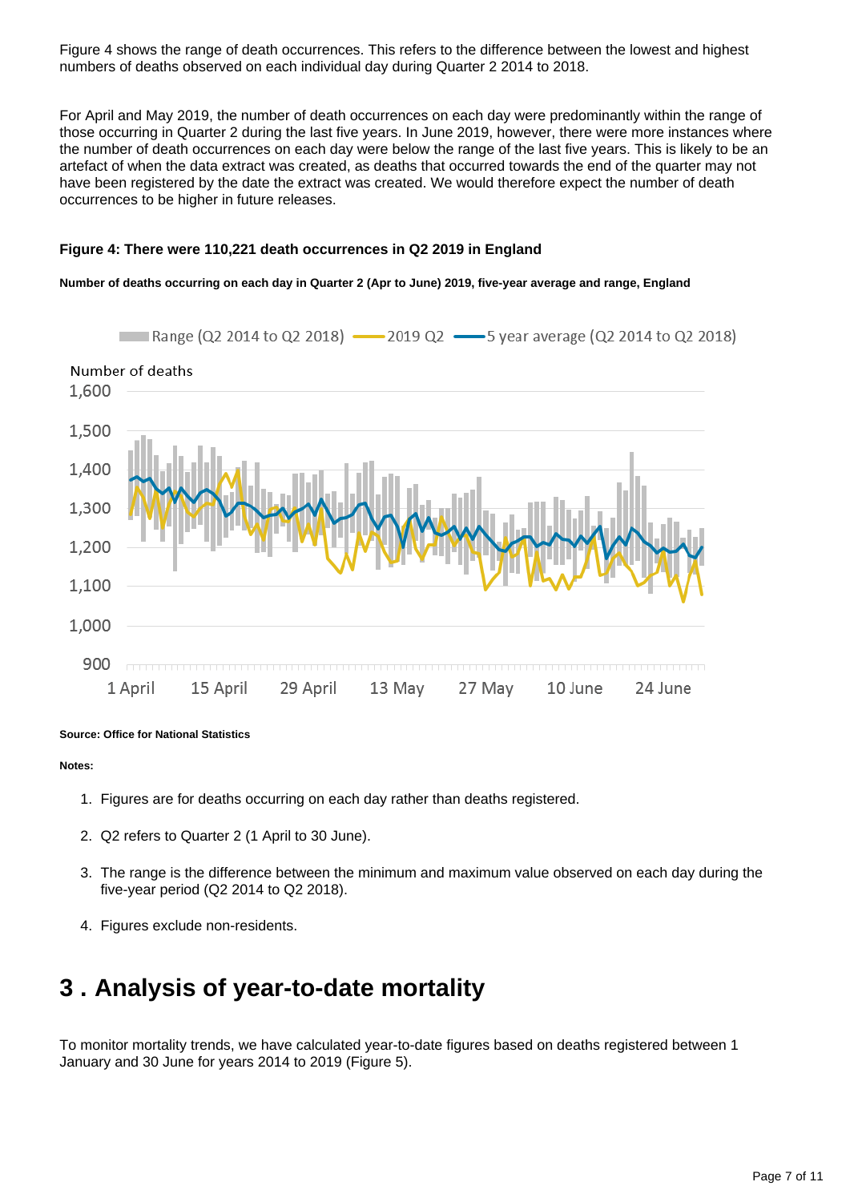Figure 4 shows the range of death occurrences. This refers to the difference between the lowest and highest numbers of deaths observed on each individual day during Quarter 2 2014 to 2018.

For April and May 2019, the number of death occurrences on each day were predominantly within the range of those occurring in Quarter 2 during the last five years. In June 2019, however, there were more instances where the number of death occurrences on each day were below the range of the last five years. This is likely to be an artefact of when the data extract was created, as deaths that occurred towards the end of the quarter may not have been registered by the date the extract was created. We would therefore expect the number of death occurrences to be higher in future releases.

#### Figure 4: There were 110,221 death occurrences in Q2 2019 in England

**Number of deaths occurring on each day in Quarter 2 (Apr to June) 2019, five-year average and range, England**

**Source: Office for National Statistics**

**Notes:**

1. Figures are for deaths occurring on each day rather than deaths registered.
2. Q2 refers to Quarter 2 (1 April to 30 June).
3. The range is the difference between the minimum and maximum value observed on each day during the five-year period (Q2 2014 to Q2 2018).
4. Figures exclude non-residents.

## 3 . Analysis of year-to-date mortality

To monitor mortality trends, we have calculated year-to-date figures based on deaths registered between 1 January and 30 June for years 2014 to 2019 (Figure 5).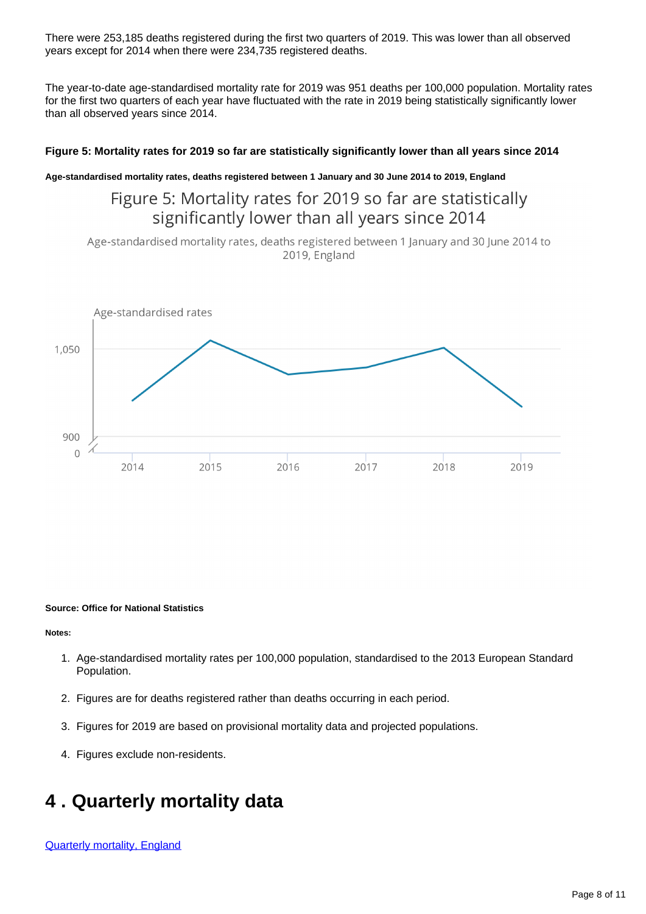There were 253,185 deaths registered during the first two quarters of 2019. This was lower than all observed years except for 2014 when there were 234,735 registered deaths.

The year-to-date age-standardised mortality rate for 2019 was 951 deaths per 100,000 population. Mortality rates for the first two quarters of each year have fluctuated with the rate in 2019 being statistically significantly lower than all observed years since 2014.

#### Figure 5: Mortality rates for 2019 so far are statistically significantly lower than all years since 2014

##### Age-standardised mortality rates, deaths registered between 1 January and 30 June 2014 to 2019, England

Figure 5: Mortality rates for 2019 so far are statistically significantly lower than all years since 2014

Age-standardised mortality rates, deaths registered between 1 January and 30 June 2014 to 2019, England

Age-standardised rates

1,050

900

0

2014 2015 2016 2017 2018 2019

**Source: Office for National Statistics**

**Notes:**

1. Age-standardised mortality rates per 100,000 population, standardised to the 2013 European Standard Population.
2. Figures are for deaths registered rather than deaths occurring in each period.
3. Figures for 2019 are based on provisional mortality data and projected populations.
4. Figures exclude non-residents.

# 4 . Quarterly mortality data

[Quarterly mortality, England]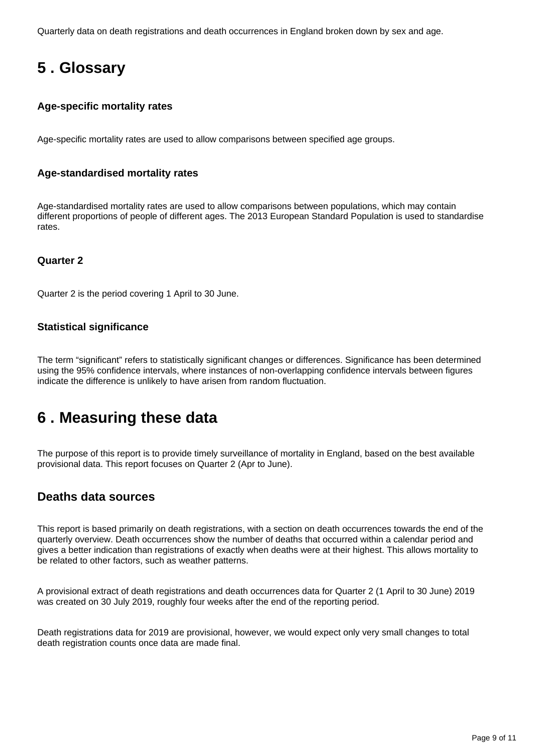Quarterly data on death registrations and death occurrences in England broken down by sex and age.

## 5 . Glossary

### Age-specific mortality rates

Age-specific mortality rates are used to allow comparisons between specified age groups.

### Age-standardised mortality rates

Age-standardised mortality rates are used to allow comparisons between populations, which may contain different proportions of people of different ages. The 2013 European Standard Population is used to standardise rates.

### Quarter 2

Quarter 2 is the period covering 1 April to 30 June.

### Statistical significance

The term “significant” refers to statistically significant changes or differences. Significance has been determined using the 95% confidence intervals, where instances of non-overlapping confidence intervals between figures indicate the difference is unlikely to have arisen from random fluctuation.

## 6 . Measuring these data

The purpose of this report is to provide timely surveillance of mortality in England, based on the best available provisional data. This report focuses on Quarter 2 (Apr to June).

### Deaths data sources

This report is based primarily on death registrations, with a section on death occurrences towards the end of the quarterly overview. Death occurrences show the number of deaths that occurred within a calendar period and gives a better indication than registrations of exactly when deaths were at their highest. This allows mortality to be related to other factors, such as weather patterns.

A provisional extract of death registrations and death occurrences data for Quarter 2 (1 April to 30 June) 2019 was created on 30 July 2019, roughly four weeks after the end of the reporting period.

Death registrations data for 2019 are provisional, however, we would expect only very small changes to total death registration counts once data are made final.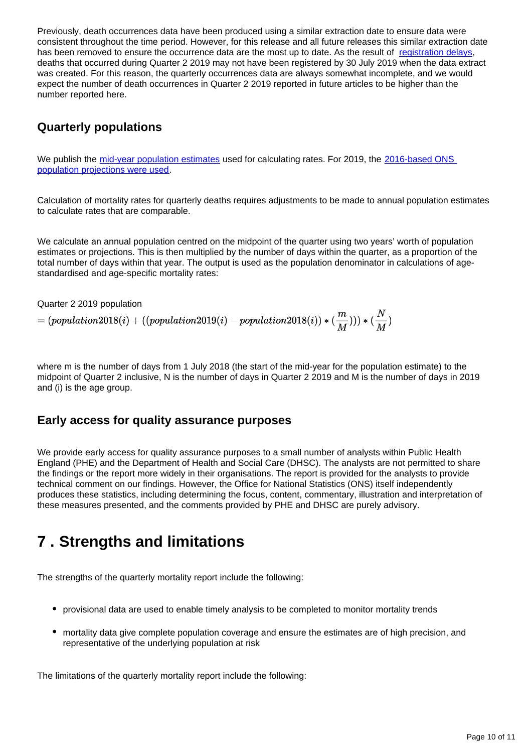Previously, death occurrences data have been produced using a similar extraction date to ensure data were consistent throughout the time period. However, for this release and all future releases this similar extraction date has been removed to ensure the occurrence data are the most up to date. As the result of registration delays, deaths that occurred during Quarter 2 2019 may not have been registered by 30 July 2019 when the data extract was created. For this reason, the quarterly occurrences data are always somewhat incomplete, and we would expect the number of death occurrences in Quarter 2 2019 reported in future articles to be higher than the number reported here.

## Quarterly populations

We publish the mid-year population estimates used for calculating rates. For 2019, the 2016-based ONS population projections were used.

Calculation of mortality rates for quarterly deaths requires adjustments to be made to annual population estimates to calculate rates that are comparable.

We calculate an annual population centred on the midpoint of the quarter using two years' worth of population estimates or projections. This is then multiplied by the number of days within the quarter, as a proportion of the total number of days within that year. The output is used as the population denominator in calculations of age-standardised and age-specific mortality rates:

Quarter 2 2019 population

$$= (population2018(i) + ((population2019(i) - population2018(i)) * (\frac{m}{M}))) * (\frac{N}{M})$$

where m is the number of days from 1 July 2018 (the start of the mid-year for the population estimate) to the midpoint of Quarter 2 inclusive, N is the number of days in Quarter 2 2019 and M is the number of days in 2019 and (i) is the age group.

## Early access for quality assurance purposes

We provide early access for quality assurance purposes to a small number of analysts within Public Health England (PHE) and the Department of Health and Social Care (DHSC). The analysts are not permitted to share the findings or the report more widely in their organisations. The report is provided for the analysts to provide technical comment on our findings. However, the Office for National Statistics (ONS) itself independently produces these statistics, including determining the focus, content, commentary, illustration and interpretation of these measures presented, and the comments provided by PHE and DHSC are purely advisory.

# 7 . Strengths and limitations

The strengths of the quarterly mortality report include the following:

- provisional data are used to enable timely analysis to be completed to monitor mortality trends
- mortality data give complete population coverage and ensure the estimates are of high precision, and representative of the underlying population at risk

The limitations of the quarterly mortality report include the following: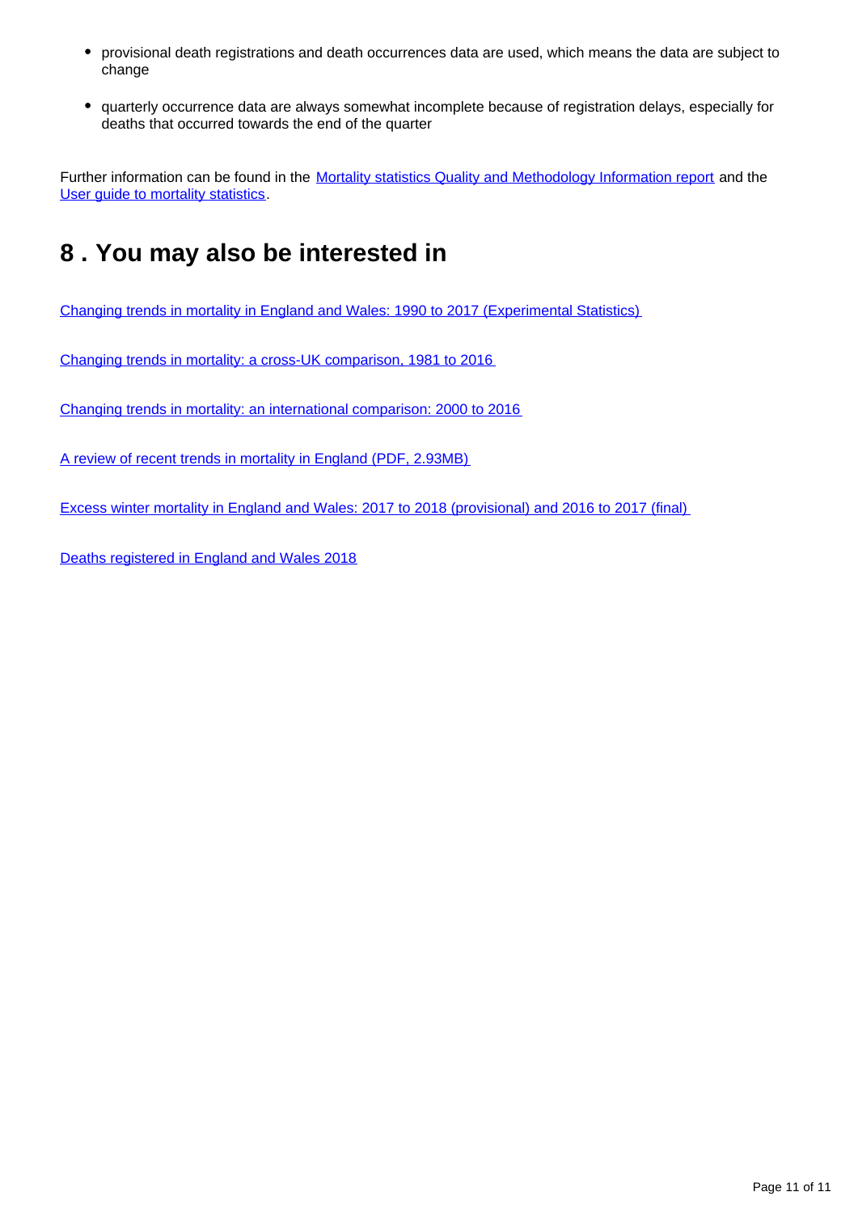- provisional death registrations and death occurrences data are used, which means the data are subject to change
- quarterly occurrence data are always somewhat incomplete because of registration delays, especially for deaths that occurred towards the end of the quarter

Further information can be found in the Mortality statistics Quality and Methodology Information report and the User guide to mortality statistics.

## 8 . You may also be interested in

Changing trends in mortality in England and Wales: 1990 to 2017 (Experimental Statistics)

Changing trends in mortality: a cross-UK comparison, 1981 to 2016

Changing trends in mortality: an international comparison: 2000 to 2016

A review of recent trends in mortality in England (PDF, 2.93MB)

Excess winter mortality in England and Wales: 2017 to 2018 (provisional) and 2016 to 2017 (final)

Deaths registered in England and Wales 2018